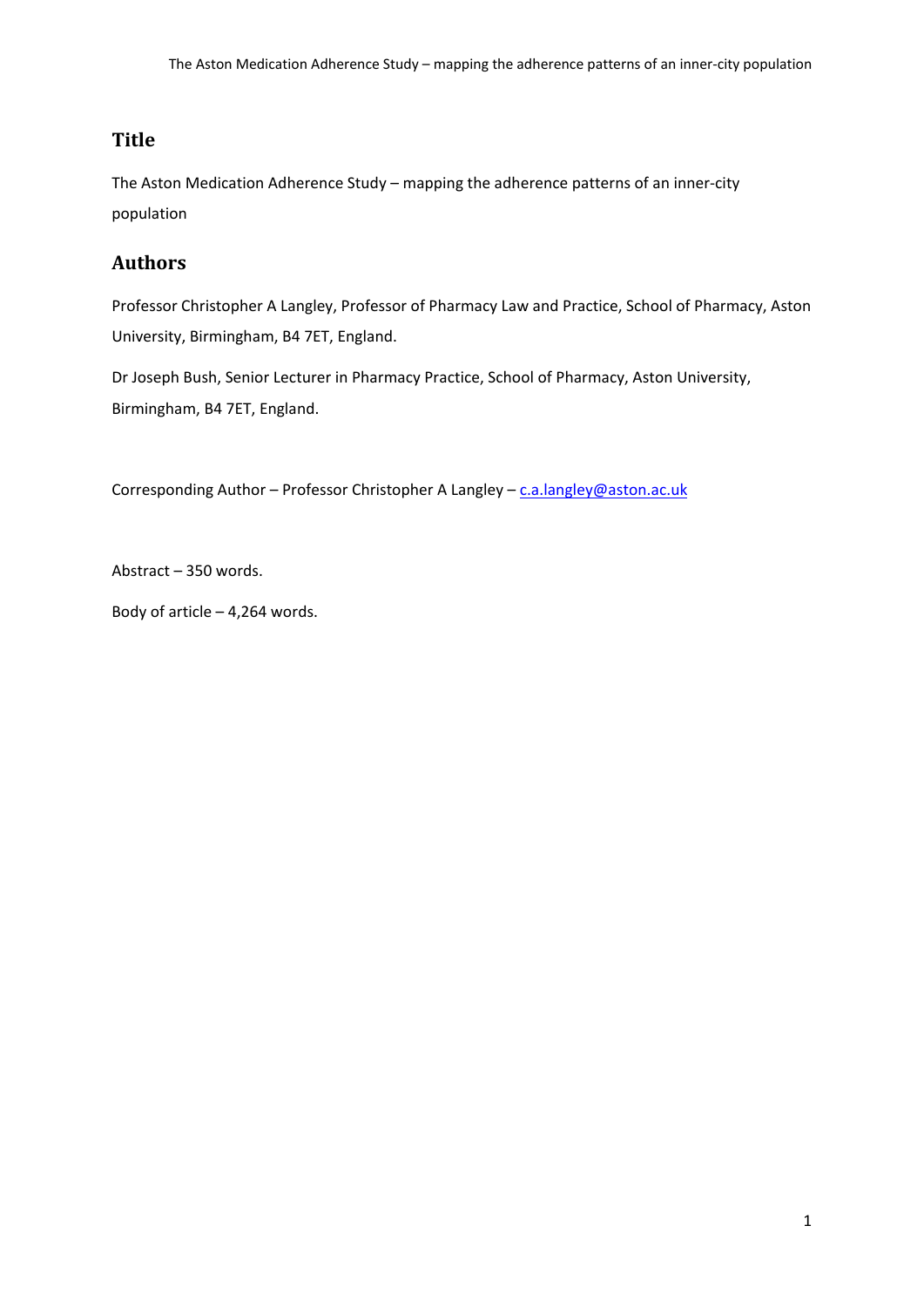## Title

The Aston Medication Adherence Study – mapping the adherence patterns of an inner-city population

## Authors

Professor Christopher A Langley, Professor of Pharmacy Law and Practice, School of Pharmacy, Aston University, Birmingham, B4 7ET, England.

Dr Joseph Bush, Senior Lecturer in Pharmacy Practice, School of Pharmacy, Aston University, Birmingham, B4 7ET, England.

Corresponding Author – Professor Christopher A Langley – c.a.langley@aston.ac.uk

Abstract – 350 words.

Body of article – 4,264 words.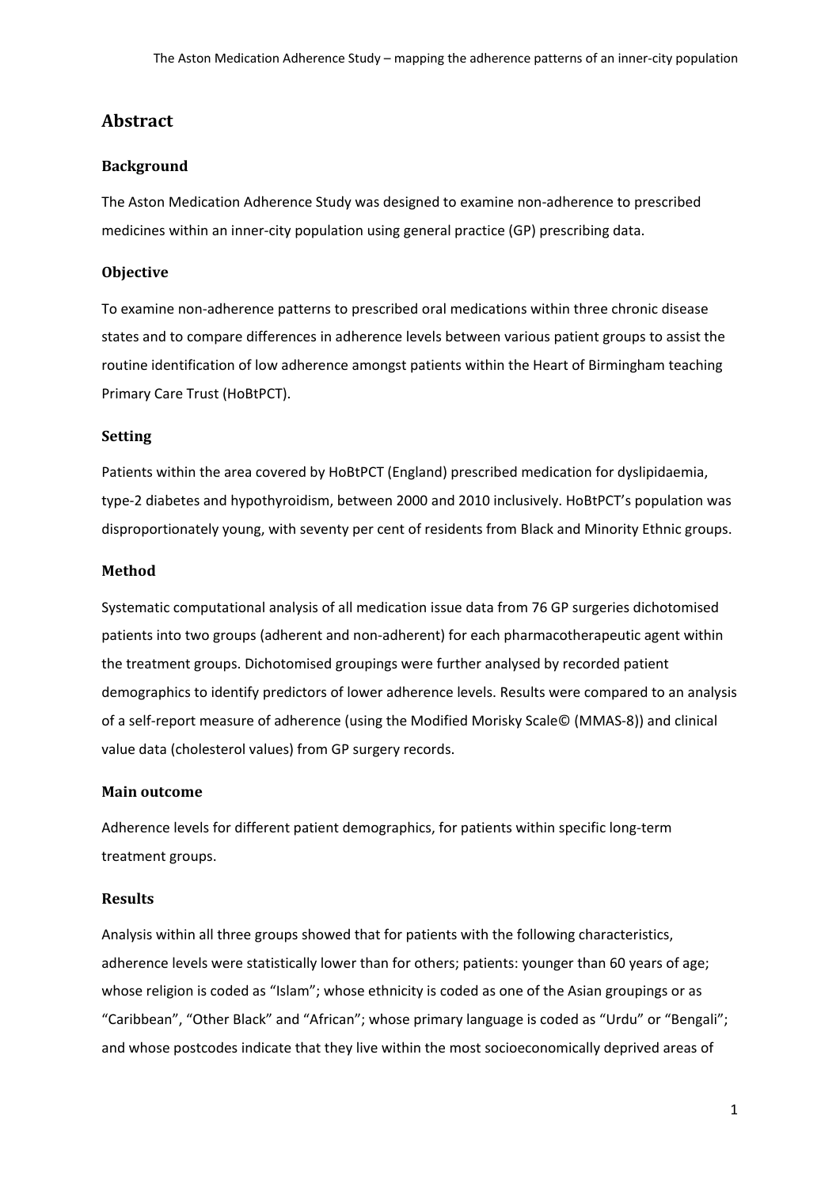## Abstract

### Background

The Aston Medication Adherence Study was designed to examine non-adherence to prescribed medicines within an inner-city population using general practice (GP) prescribing data.

### Objective

To examine non-adherence patterns to prescribed oral medications within three chronic disease states and to compare differences in adherence levels between various patient groups to assist the routine identification of low adherence amongst patients within the Heart of Birmingham teaching Primary Care Trust (HoBtPCT).

### Setting

Patients within the area covered by HoBtPCT (England) prescribed medication for dyslipidaemia, type-2 diabetes and hypothyroidism, between 2000 and 2010 inclusively. HoBtPCT's population was disproportionately young, with seventy per cent of residents from Black and Minority Ethnic groups.

### Method

Systematic computational analysis of all medication issue data from 76 GP surgeries dichotomised patients into two groups (adherent and non-adherent) for each pharmacotherapeutic agent within the treatment groups. Dichotomised groupings were further analysed by recorded patient demographics to identify predictors of lower adherence levels. Results were compared to an analysis of a self-report measure of adherence (using the Modified Morisky Scale© (MMAS-8)) and clinical value data (cholesterol values) from GP surgery records.

### Main outcome

Adherence levels for different patient demographics, for patients within specific long-term treatment groups.

### Results

Analysis within all three groups showed that for patients with the following characteristics, adherence levels were statistically lower than for others; patients: younger than 60 years of age; whose religion is coded as "Islam"; whose ethnicity is coded as one of the Asian groupings or as "Caribbean", "Other Black" and "African"; whose primary language is coded as "Urdu" or "Bengali"; and whose postcodes indicate that they live within the most socioeconomically deprived areas of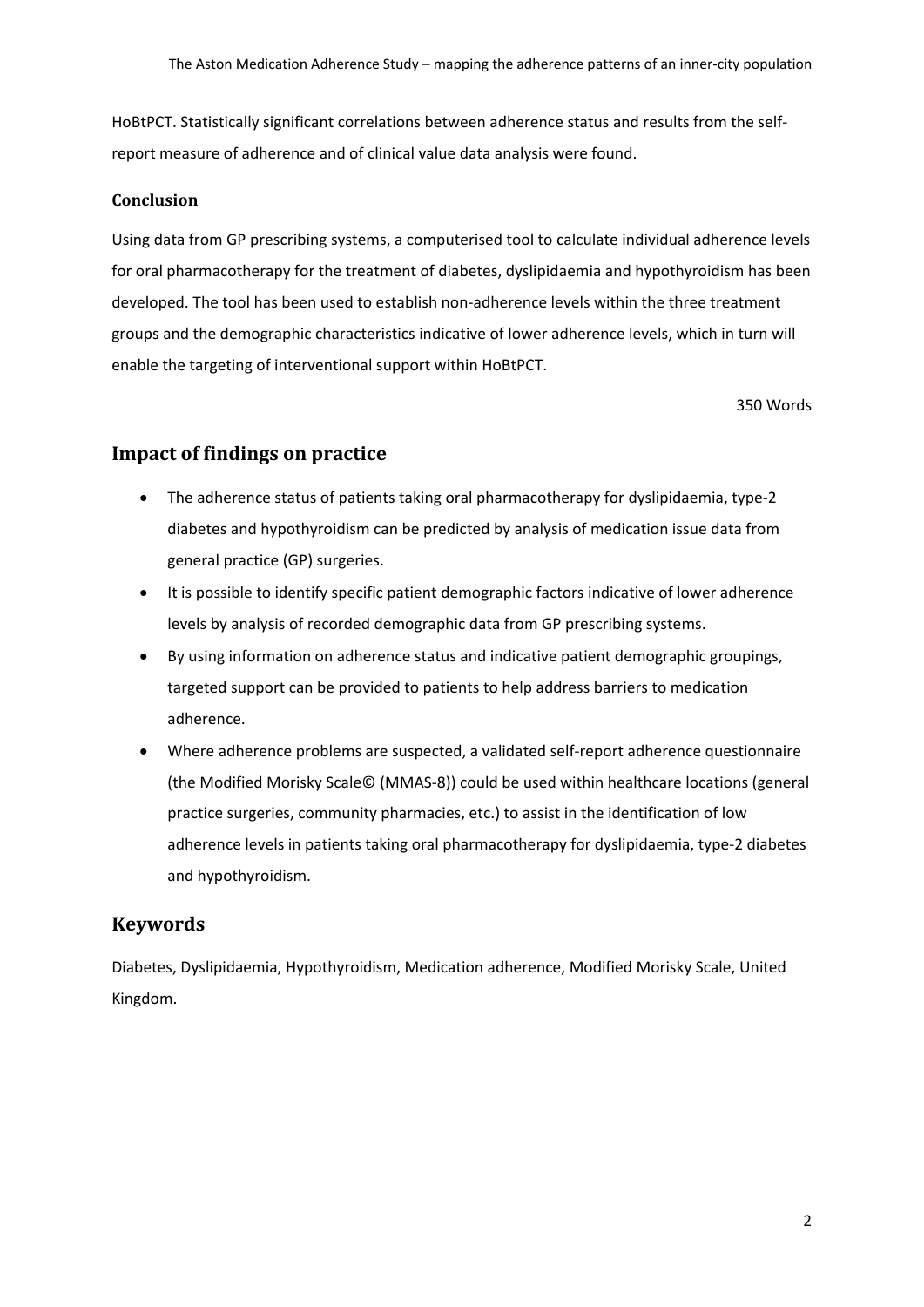HoBtPCT. Statistically significant correlations between adherence status and results from the self-report measure of adherence and of clinical value data analysis were found.

### Conclusion

Using data from GP prescribing systems, a computerised tool to calculate individual adherence levels for oral pharmacotherapy for the treatment of diabetes, dyslipidaemia and hypothyroidism has been developed. The tool has been used to establish non-adherence levels within the three treatment groups and the demographic characteristics indicative of lower adherence levels, which in turn will enable the targeting of interventional support within HoBtPCT.

350 Words

## Impact of findings on practice

- The adherence status of patients taking oral pharmacotherapy for dyslipidaemia, type-2 diabetes and hypothyroidism can be predicted by analysis of medication issue data from general practice (GP) surgeries.
- It is possible to identify specific patient demographic factors indicative of lower adherence levels by analysis of recorded demographic data from GP prescribing systems.
- By using information on adherence status and indicative patient demographic groupings, targeted support can be provided to patients to help address barriers to medication adherence.
- Where adherence problems are suspected, a validated self-report adherence questionnaire (the Modified Morisky Scale© (MMAS-8)) could be used within healthcare locations (general practice surgeries, community pharmacies, etc.) to assist in the identification of low adherence levels in patients taking oral pharmacotherapy for dyslipidaemia, type-2 diabetes and hypothyroidism.

## Keywords

Diabetes, Dyslipidaemia, Hypothyroidism, Medication adherence, Modified Morisky Scale, United Kingdom.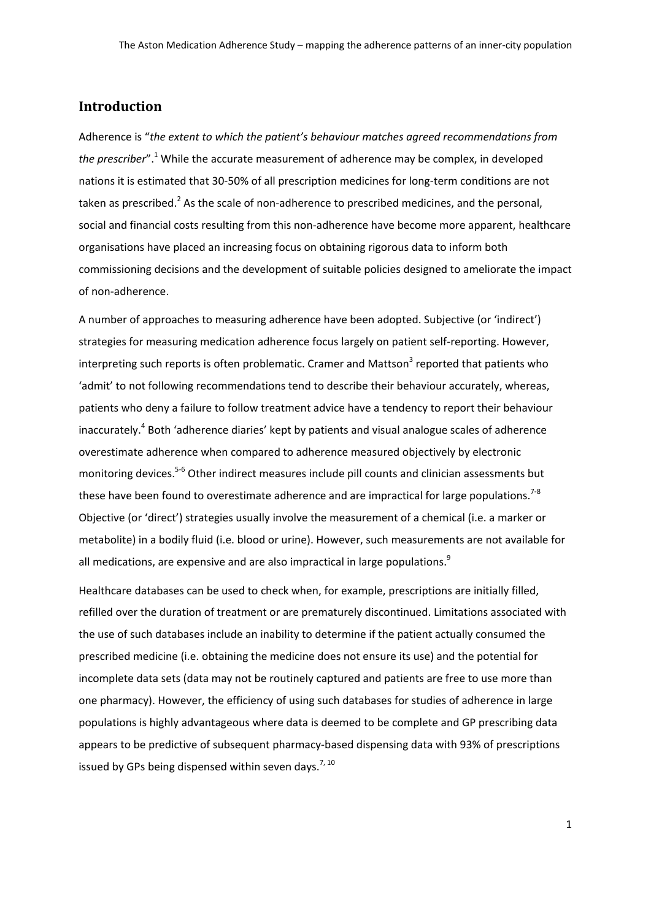## Introduction

Adherence is "*the extent to which the patient's behaviour matches agreed recommendations from the prescriber*".[1] While the accurate measurement of adherence may be complex, in developed nations it is estimated that 30-50% of all prescription medicines for long-term conditions are not taken as prescribed.[2] As the scale of non-adherence to prescribed medicines, and the personal, social and financial costs resulting from this non-adherence have become more apparent, healthcare organisations have placed an increasing focus on obtaining rigorous data to inform both commissioning decisions and the development of suitable policies designed to ameliorate the impact of non-adherence.

A number of approaches to measuring adherence have been adopted. Subjective (or 'indirect') strategies for measuring medication adherence focus largely on patient self-reporting. However, interpreting such reports is often problematic. Cramer and Mattson[3] reported that patients who 'admit' to not following recommendations tend to describe their behaviour accurately, whereas, patients who deny a failure to follow treatment advice have a tendency to report their behaviour inaccurately.[4] Both 'adherence diaries' kept by patients and visual analogue scales of adherence overestimate adherence when compared to adherence measured objectively by electronic monitoring devices.[5-6] Other indirect measures include pill counts and clinician assessments but these have been found to overestimate adherence and are impractical for large populations.[7-8] Objective (or 'direct') strategies usually involve the measurement of a chemical (i.e. a marker or metabolite) in a bodily fluid (i.e. blood or urine). However, such measurements are not available for all medications, are expensive and are also impractical in large populations.[9]

Healthcare databases can be used to check when, for example, prescriptions are initially filled, refilled over the duration of treatment or are prematurely discontinued. Limitations associated with the use of such databases include an inability to determine if the patient actually consumed the prescribed medicine (i.e. obtaining the medicine does not ensure its use) and the potential for incomplete data sets (data may not be routinely captured and patients are free to use more than one pharmacy). However, the efficiency of using such databases for studies of adherence in large populations is highly advantageous where data is deemed to be complete and GP prescribing data appears to be predictive of subsequent pharmacy-based dispensing data with 93% of prescriptions issued by GPs being dispensed within seven days.[7, 10]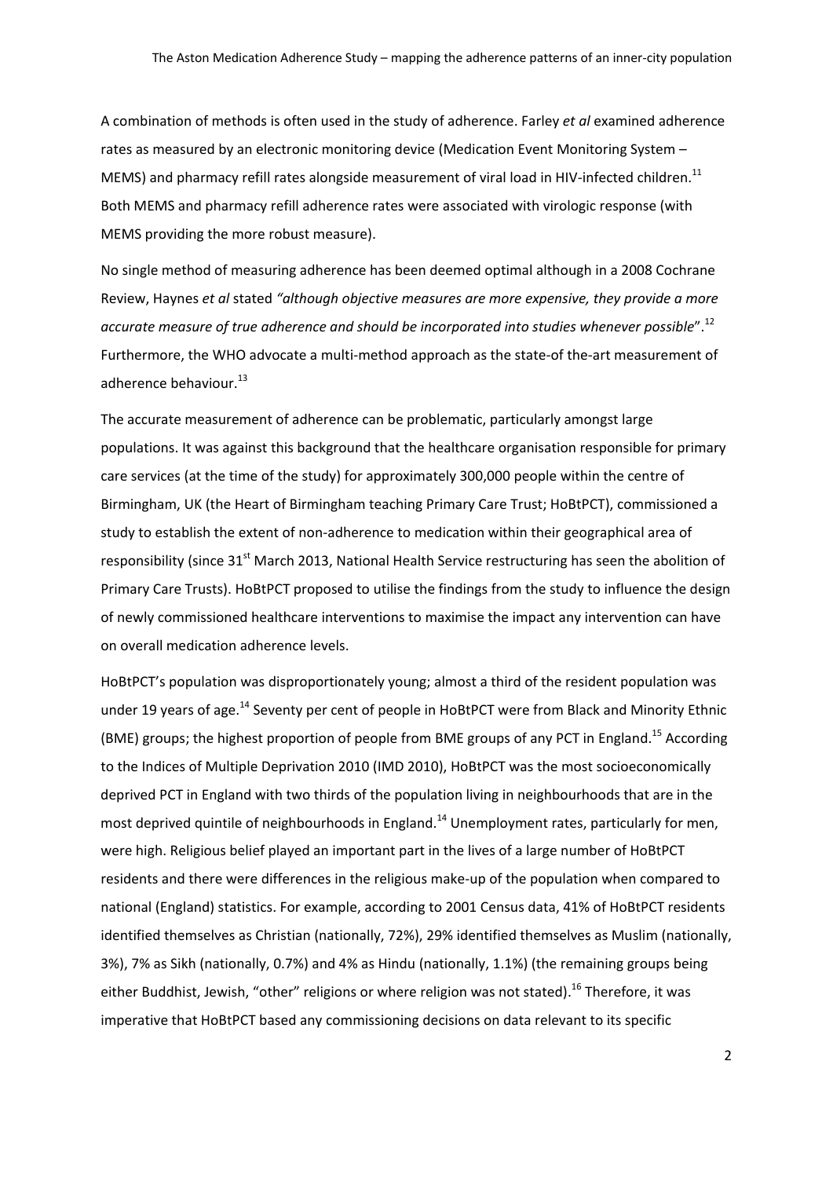A combination of methods is often used in the study of adherence. Farley *et al* examined adherence rates as measured by an electronic monitoring device (Medication Event Monitoring System – MEMS) and pharmacy refill rates alongside measurement of viral load in HIV-infected children.[11] Both MEMS and pharmacy refill adherence rates were associated with virologic response (with MEMS providing the more robust measure).

No single method of measuring adherence has been deemed optimal although in a 2008 Cochrane Review, Haynes *et al* stated *"although objective measures are more expensive, they provide a more accurate measure of true adherence and should be incorporated into studies whenever possible*".[12] Furthermore, the WHO advocate a multi-method approach as the state-of the-art measurement of adherence behaviour.[13]

The accurate measurement of adherence can be problematic, particularly amongst large populations. It was against this background that the healthcare organisation responsible for primary care services (at the time of the study) for approximately 300,000 people within the centre of Birmingham, UK (the Heart of Birmingham teaching Primary Care Trust; HoBtPCT), commissioned a study to establish the extent of non-adherence to medication within their geographical area of responsibility (since 31st March 2013, National Health Service restructuring has seen the abolition of Primary Care Trusts). HoBtPCT proposed to utilise the findings from the study to influence the design of newly commissioned healthcare interventions to maximise the impact any intervention can have on overall medication adherence levels.

HoBtPCT's population was disproportionately young; almost a third of the resident population was under 19 years of age.[14] Seventy per cent of people in HoBtPCT were from Black and Minority Ethnic (BME) groups; the highest proportion of people from BME groups of any PCT in England.[15] According to the Indices of Multiple Deprivation 2010 (IMD 2010), HoBtPCT was the most socioeconomically deprived PCT in England with two thirds of the population living in neighbourhoods that are in the most deprived quintile of neighbourhoods in England.[14] Unemployment rates, particularly for men, were high. Religious belief played an important part in the lives of a large number of HoBtPCT residents and there were differences in the religious make-up of the population when compared to national (England) statistics. For example, according to 2001 Census data, 41% of HoBtPCT residents identified themselves as Christian (nationally, 72%), 29% identified themselves as Muslim (nationally, 3%), 7% as Sikh (nationally, 0.7%) and 4% as Hindu (nationally, 1.1%) (the remaining groups being either Buddhist, Jewish, "other" religions or where religion was not stated).[16] Therefore, it was imperative that HoBtPCT based any commissioning decisions on data relevant to its specific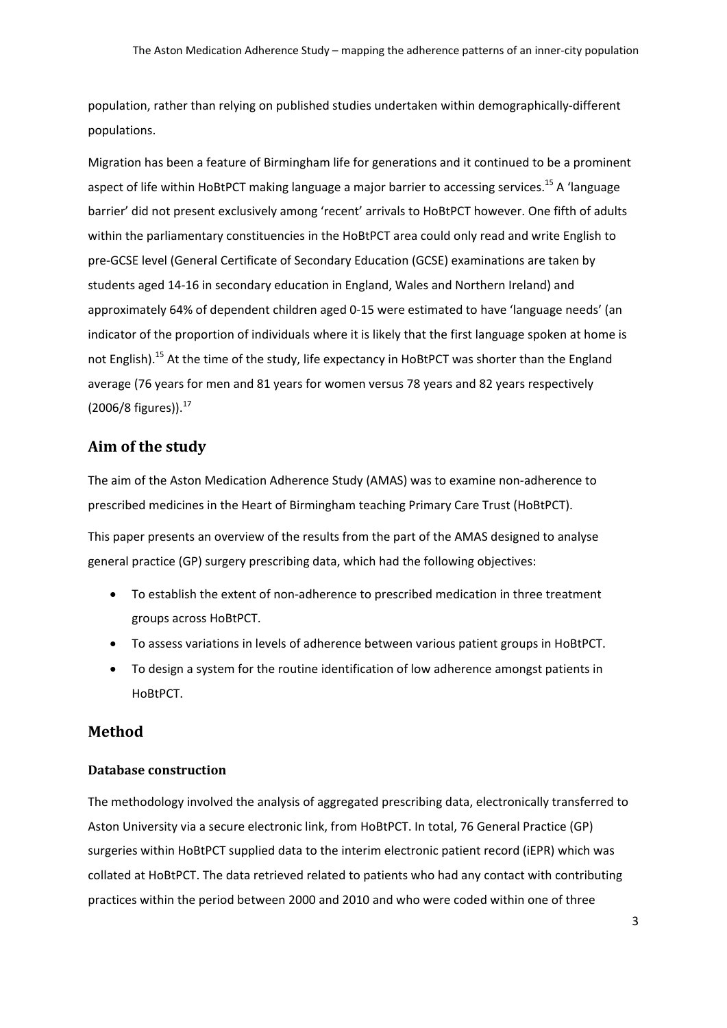population, rather than relying on published studies undertaken within demographically-different populations.

Migration has been a feature of Birmingham life for generations and it continued to be a prominent aspect of life within HoBtPCT making language a major barrier to accessing services.[15] A 'language barrier' did not present exclusively among 'recent' arrivals to HoBtPCT however. One fifth of adults within the parliamentary constituencies in the HoBtPCT area could only read and write English to pre-GCSE level (General Certificate of Secondary Education (GCSE) examinations are taken by students aged 14-16 in secondary education in England, Wales and Northern Ireland) and approximately 64% of dependent children aged 0-15 were estimated to have 'language needs' (an indicator of the proportion of individuals where it is likely that the first language spoken at home is not English).[15] At the time of the study, life expectancy in HoBtPCT was shorter than the England average (76 years for men and 81 years for women versus 78 years and 82 years respectively (2006/8 figures)).[17]

## Aim of the study

The aim of the Aston Medication Adherence Study (AMAS) was to examine non-adherence to prescribed medicines in the Heart of Birmingham teaching Primary Care Trust (HoBtPCT).

This paper presents an overview of the results from the part of the AMAS designed to analyse general practice (GP) surgery prescribing data, which had the following objectives:

- To establish the extent of non-adherence to prescribed medication in three treatment groups across HoBtPCT.
- To assess variations in levels of adherence between various patient groups in HoBtPCT.
- To design a system for the routine identification of low adherence amongst patients in HoBtPCT.

## Method

### Database construction

The methodology involved the analysis of aggregated prescribing data, electronically transferred to Aston University via a secure electronic link, from HoBtPCT. In total, 76 General Practice (GP) surgeries within HoBtPCT supplied data to the interim electronic patient record (iEPR) which was collated at HoBtPCT. The data retrieved related to patients who had any contact with contributing practices within the period between 2000 and 2010 and who were coded within one of three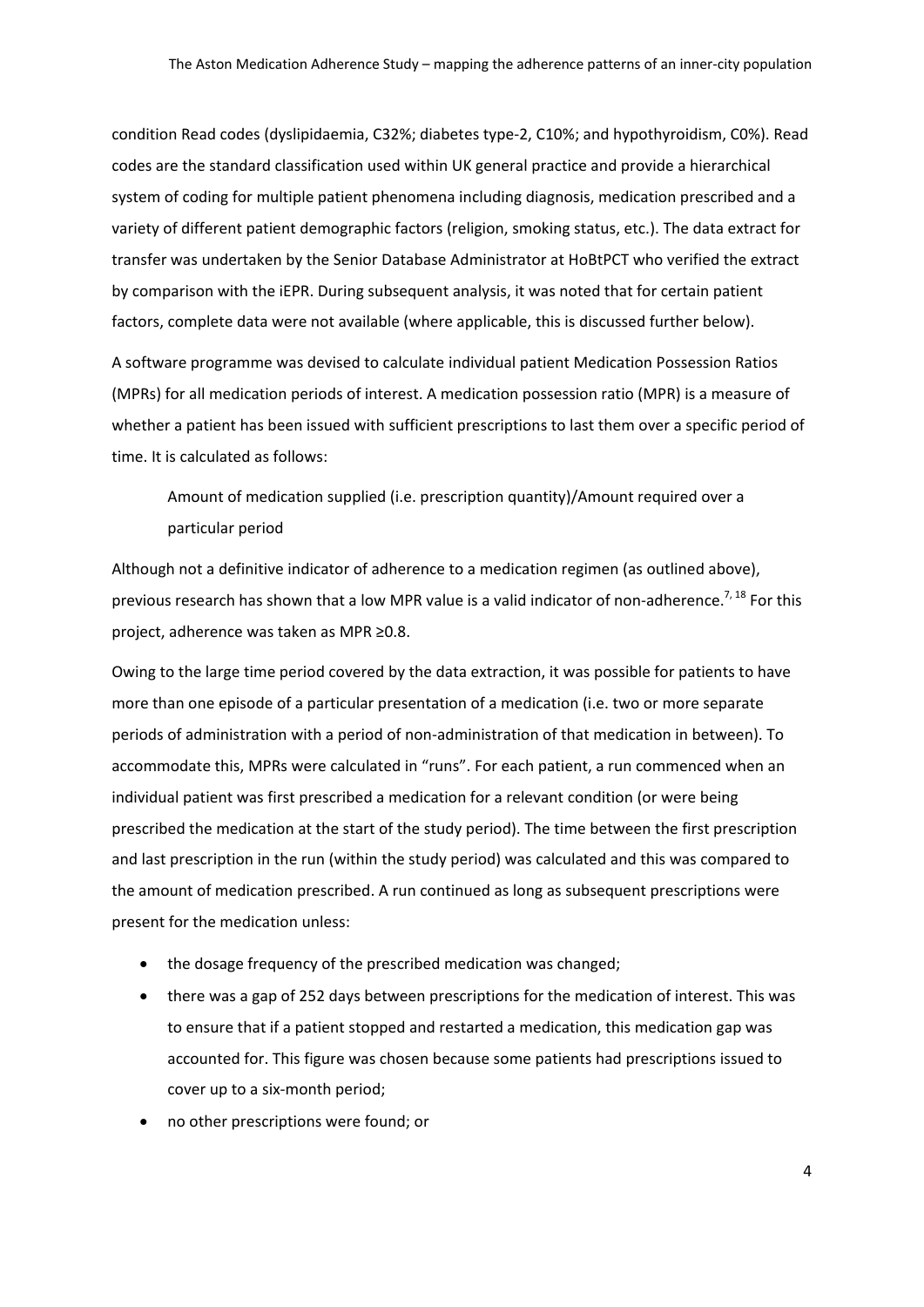condition Read codes (dyslipidaemia, C32%; diabetes type-2, C10%; and hypothyroidism, C0%). Read codes are the standard classification used within UK general practice and provide a hierarchical system of coding for multiple patient phenomena including diagnosis, medication prescribed and a variety of different patient demographic factors (religion, smoking status, etc.). The data extract for transfer was undertaken by the Senior Database Administrator at HoBtPCT who verified the extract by comparison with the iEPR. During subsequent analysis, it was noted that for certain patient factors, complete data were not available (where applicable, this is discussed further below).

A software programme was devised to calculate individual patient Medication Possession Ratios (MPRs) for all medication periods of interest. A medication possession ratio (MPR) is a measure of whether a patient has been issued with sufficient prescriptions to last them over a specific period of time. It is calculated as follows:

> Amount of medication supplied (i.e. prescription quantity)/Amount required over a particular period

Although not a definitive indicator of adherence to a medication regimen (as outlined above), previous research has shown that a low MPR value is a valid indicator of non-adherence.[7, 18] For this project, adherence was taken as MPR ≥0.8.

Owing to the large time period covered by the data extraction, it was possible for patients to have more than one episode of a particular presentation of a medication (i.e. two or more separate periods of administration with a period of non-administration of that medication in between). To accommodate this, MPRs were calculated in "runs". For each patient, a run commenced when an individual patient was first prescribed a medication for a relevant condition (or were being prescribed the medication at the start of the study period). The time between the first prescription and last prescription in the run (within the study period) was calculated and this was compared to the amount of medication prescribed. A run continued as long as subsequent prescriptions were present for the medication unless:

- the dosage frequency of the prescribed medication was changed;
- there was a gap of 252 days between prescriptions for the medication of interest. This was to ensure that if a patient stopped and restarted a medication, this medication gap was accounted for. This figure was chosen because some patients had prescriptions issued to cover up to a six-month period;
- no other prescriptions were found; or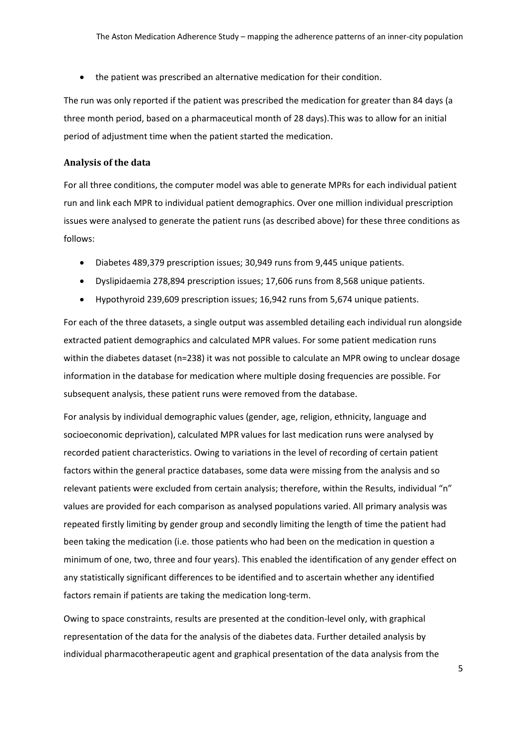- the patient was prescribed an alternative medication for their condition.

The run was only reported if the patient was prescribed the medication for greater than 84 days (a three month period, based on a pharmaceutical month of 28 days).This was to allow for an initial period of adjustment time when the patient started the medication.

### Analysis of the data

For all three conditions, the computer model was able to generate MPRs for each individual patient run and link each MPR to individual patient demographics. Over one million individual prescription issues were analysed to generate the patient runs (as described above) for these three conditions as follows:

- Diabetes 489,379 prescription issues; 30,949 runs from 9,445 unique patients.
- Dyslipidaemia 278,894 prescription issues; 17,606 runs from 8,568 unique patients.
- Hypothyroid 239,609 prescription issues; 16,942 runs from 5,674 unique patients.

For each of the three datasets, a single output was assembled detailing each individual run alongside extracted patient demographics and calculated MPR values. For some patient medication runs within the diabetes dataset (n=238) it was not possible to calculate an MPR owing to unclear dosage information in the database for medication where multiple dosing frequencies are possible. For subsequent analysis, these patient runs were removed from the database.

For analysis by individual demographic values (gender, age, religion, ethnicity, language and socioeconomic deprivation), calculated MPR values for last medication runs were analysed by recorded patient characteristics. Owing to variations in the level of recording of certain patient factors within the general practice databases, some data were missing from the analysis and so relevant patients were excluded from certain analysis; therefore, within the Results, individual "n" values are provided for each comparison as analysed populations varied. All primary analysis was repeated firstly limiting by gender group and secondly limiting the length of time the patient had been taking the medication (i.e. those patients who had been on the medication in question a minimum of one, two, three and four years). This enabled the identification of any gender effect on any statistically significant differences to be identified and to ascertain whether any identified factors remain if patients are taking the medication long-term.

Owing to space constraints, results are presented at the condition-level only, with graphical representation of the data for the analysis of the diabetes data. Further detailed analysis by individual pharmacotherapeutic agent and graphical presentation of the data analysis from the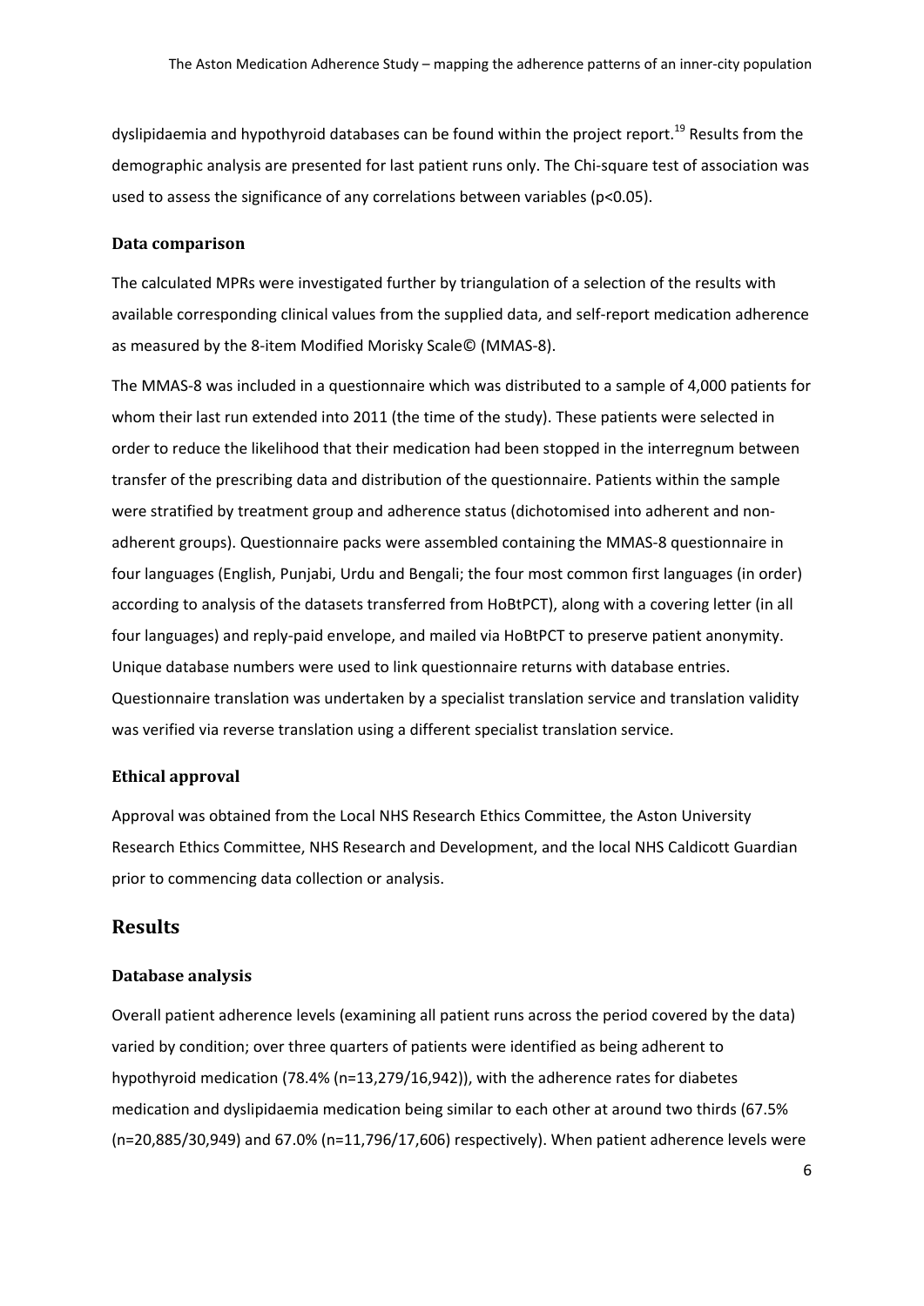dyslipidaemia and hypothyroid databases can be found within the project report.[19] Results from the demographic analysis are presented for last patient runs only. The Chi-square test of association was used to assess the significance of any correlations between variables ($p<0.05$).

### Data comparison

The calculated MPRs were investigated further by triangulation of a selection of the results with available corresponding clinical values from the supplied data, and self-report medication adherence as measured by the 8-item Modified Morisky Scale© (MMAS-8).

The MMAS-8 was included in a questionnaire which was distributed to a sample of 4,000 patients for whom their last run extended into 2011 (the time of the study). These patients were selected in order to reduce the likelihood that their medication had been stopped in the interregnum between transfer of the prescribing data and distribution of the questionnaire. Patients within the sample were stratified by treatment group and adherence status (dichotomised into adherent and non-adherent groups). Questionnaire packs were assembled containing the MMAS-8 questionnaire in four languages (English, Punjabi, Urdu and Bengali; the four most common first languages (in order) according to analysis of the datasets transferred from HoBtPCT), along with a covering letter (in all four languages) and reply-paid envelope, and mailed via HoBtPCT to preserve patient anonymity. Unique database numbers were used to link questionnaire returns with database entries. Questionnaire translation was undertaken by a specialist translation service and translation validity was verified via reverse translation using a different specialist translation service.

### Ethical approval

Approval was obtained from the Local NHS Research Ethics Committee, the Aston University Research Ethics Committee, NHS Research and Development, and the local NHS Caldicott Guardian prior to commencing data collection or analysis.

## Results

### Database analysis

Overall patient adherence levels (examining all patient runs across the period covered by the data) varied by condition; over three quarters of patients were identified as being adherent to hypothyroid medication (78.4% (n=13,279/16,942)), with the adherence rates for diabetes medication and dyslipidaemia medication being similar to each other at around two thirds (67.5% (n=20,885/30,949) and 67.0% (n=11,796/17,606) respectively). When patient adherence levels were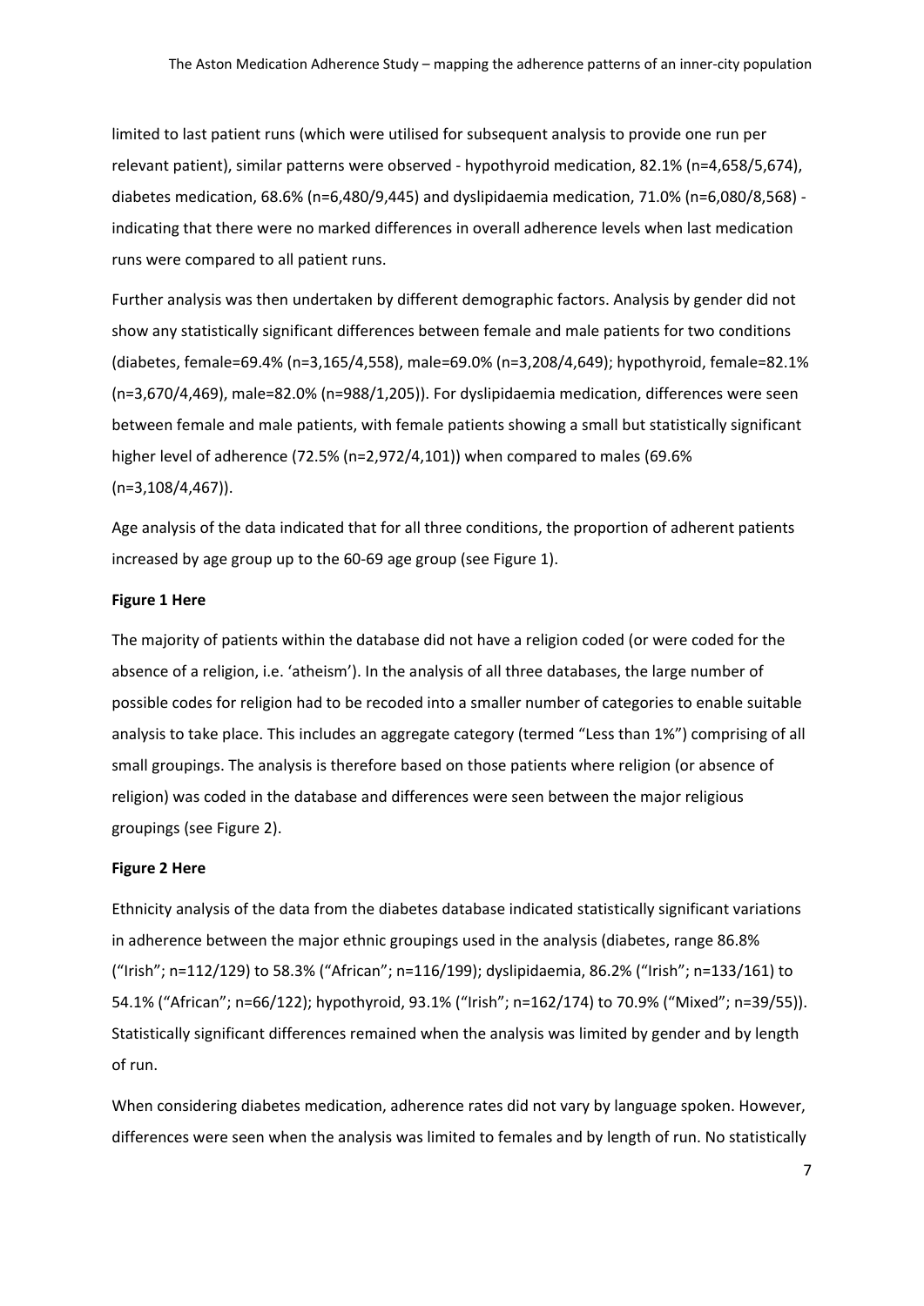limited to last patient runs (which were utilised for subsequent analysis to provide one run per relevant patient), similar patterns were observed - hypothyroid medication, 82.1% (n=4,658/5,674), diabetes medication, 68.6% (n=6,480/9,445) and dyslipidaemia medication, 71.0% (n=6,080/8,568) - indicating that there were no marked differences in overall adherence levels when last medication runs were compared to all patient runs.

Further analysis was then undertaken by different demographic factors. Analysis by gender did not show any statistically significant differences between female and male patients for two conditions (diabetes, female=69.4% (n=3,165/4,558), male=69.0% (n=3,208/4,649); hypothyroid, female=82.1% (n=3,670/4,469), male=82.0% (n=988/1,205)). For dyslipidaemia medication, differences were seen between female and male patients, with female patients showing a small but statistically significant higher level of adherence (72.5% (n=2,972/4,101)) when compared to males (69.6% (n=3,108/4,467)).

Age analysis of the data indicated that for all three conditions, the proportion of adherent patients increased by age group up to the 60-69 age group (see Figure 1).

**Figure 1 Here**

The majority of patients within the database did not have a religion coded (or were coded for the absence of a religion, i.e. 'atheism'). In the analysis of all three databases, the large number of possible codes for religion had to be recoded into a smaller number of categories to enable suitable analysis to take place. This includes an aggregate category (termed "Less than 1%") comprising of all small groupings. The analysis is therefore based on those patients where religion (or absence of religion) was coded in the database and differences were seen between the major religious groupings (see Figure 2).

**Figure 2 Here**

Ethnicity analysis of the data from the diabetes database indicated statistically significant variations in adherence between the major ethnic groupings used in the analysis (diabetes, range 86.8% ("Irish"; n=112/129) to 58.3% ("African"; n=116/199); dyslipidaemia, 86.2% ("Irish"; n=133/161) to 54.1% ("African"; n=66/122); hypothyroid, 93.1% ("Irish"; n=162/174) to 70.9% ("Mixed"; n=39/55)). Statistically significant differences remained when the analysis was limited by gender and by length of run.

When considering diabetes medication, adherence rates did not vary by language spoken. However, differences were seen when the analysis was limited to females and by length of run. No statistically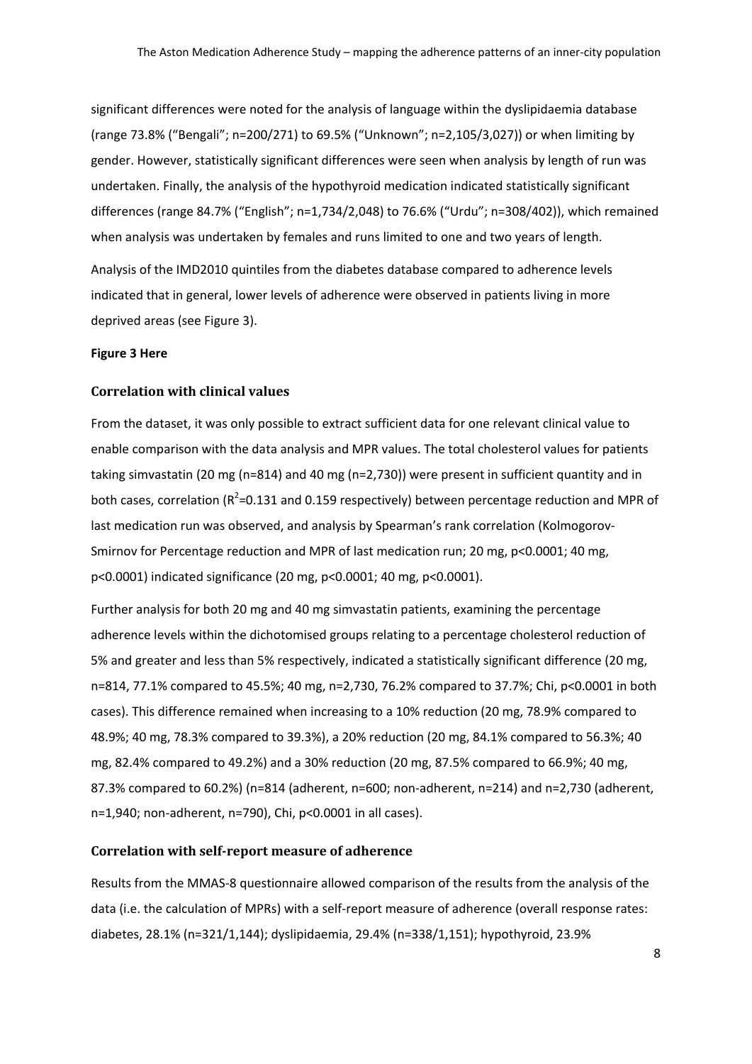significant differences were noted for the analysis of language within the dyslipidaemia database (range 73.8% ("Bengali"; n=200/271) to 69.5% ("Unknown"; n=2,105/3,027)) or when limiting by gender. However, statistically significant differences were seen when analysis by length of run was undertaken. Finally, the analysis of the hypothyroid medication indicated statistically significant differences (range 84.7% ("English"; n=1,734/2,048) to 76.6% ("Urdu"; n=308/402)), which remained when analysis was undertaken by females and runs limited to one and two years of length.

Analysis of the IMD2010 quintiles from the diabetes database compared to adherence levels indicated that in general, lower levels of adherence were observed in patients living in more deprived areas (see Figure 3).

**Figure 3 Here**

## Correlation with clinical values

From the dataset, it was only possible to extract sufficient data for one relevant clinical value to enable comparison with the data analysis and MPR values. The total cholesterol values for patients taking simvastatin (20 mg (n=814) and 40 mg (n=2,730)) were present in sufficient quantity and in both cases, correlation ($R^2$=0.131 and 0.159 respectively) between percentage reduction and MPR of last medication run was observed, and analysis by Spearman's rank correlation (Kolmogorov-Smirnov for Percentage reduction and MPR of last medication run; 20 mg, $p<0.0001$; 40 mg, $p<0.0001$) indicated significance (20 mg, $p<0.0001$; 40 mg, $p<0.0001$).

Further analysis for both 20 mg and 40 mg simvastatin patients, examining the percentage adherence levels within the dichotomised groups relating to a percentage cholesterol reduction of 5% and greater and less than 5% respectively, indicated a statistically significant difference (20 mg, n=814, 77.1% compared to 45.5%; 40 mg, n=2,730, 76.2% compared to 37.7%; Chi, $p<0.0001$ in both cases). This difference remained when increasing to a 10% reduction (20 mg, 78.9% compared to 48.9%; 40 mg, 78.3% compared to 39.3%), a 20% reduction (20 mg, 84.1% compared to 56.3%; 40 mg, 82.4% compared to 49.2%) and a 30% reduction (20 mg, 87.5% compared to 66.9%; 40 mg, 87.3% compared to 60.2%) (n=814 (adherent, n=600; non-adherent, n=214) and n=2,730 (adherent, n=1,940; non-adherent, n=790), Chi, $p<0.0001$ in all cases).

## Correlation with self-report measure of adherence

Results from the MMAS-8 questionnaire allowed comparison of the results from the analysis of the data (i.e. the calculation of MPRs) with a self-report measure of adherence (overall response rates: diabetes, 28.1% (n=321/1,144); dyslipidaemia, 29.4% (n=338/1,151); hypothyroid, 23.9%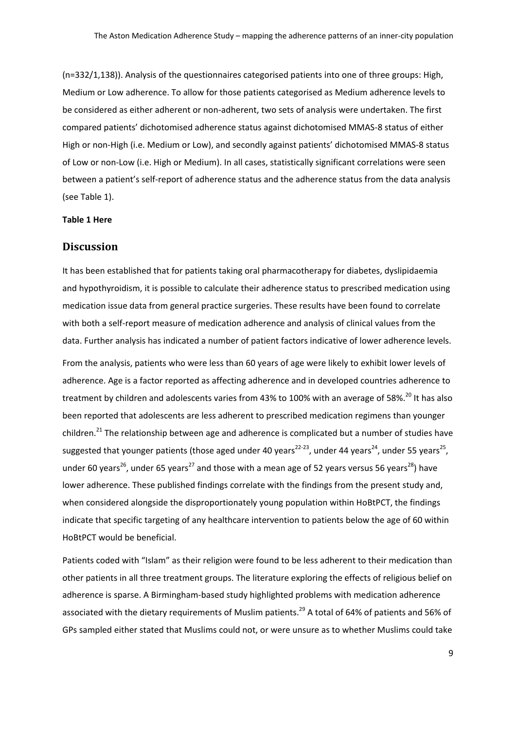(n=332/1,138)). Analysis of the questionnaires categorised patients into one of three groups: High, Medium or Low adherence. To allow for those patients categorised as Medium adherence levels to be considered as either adherent or non-adherent, two sets of analysis were undertaken. The first compared patients' dichotomised adherence status against dichotomised MMAS-8 status of either High or non-High (i.e. Medium or Low), and secondly against patients' dichotomised MMAS-8 status of Low or non-Low (i.e. High or Medium). In all cases, statistically significant correlations were seen between a patient's self-report of adherence status and the adherence status from the data analysis (see Table 1).

**Table 1 Here**

## Discussion

It has been established that for patients taking oral pharmacotherapy for diabetes, dyslipidaemia and hypothyroidism, it is possible to calculate their adherence status to prescribed medication using medication issue data from general practice surgeries. These results have been found to correlate with both a self-report measure of medication adherence and analysis of clinical values from the data. Further analysis has indicated a number of patient factors indicative of lower adherence levels.

From the analysis, patients who were less than 60 years of age were likely to exhibit lower levels of adherence. Age is a factor reported as affecting adherence and in developed countries adherence to treatment by children and adolescents varies from 43% to 100% with an average of 58%.[20] It has also been reported that adolescents are less adherent to prescribed medication regimens than younger children.[21] The relationship between age and adherence is complicated but a number of studies have suggested that younger patients (those aged under 40 years[22-23], under 44 years[24], under 55 years[25], under 60 years[26], under 65 years[27] and those with a mean age of 52 years versus 56 years[28]) have lower adherence. These published findings correlate with the findings from the present study and, when considered alongside the disproportionately young population within HoBtPCT, the findings indicate that specific targeting of any healthcare intervention to patients below the age of 60 within HoBtPCT would be beneficial.

Patients coded with "Islam" as their religion were found to be less adherent to their medication than other patients in all three treatment groups. The literature exploring the effects of religious belief on adherence is sparse. A Birmingham-based study highlighted problems with medication adherence associated with the dietary requirements of Muslim patients.[29] A total of 64% of patients and 56% of GPs sampled either stated that Muslims could not, or were unsure as to whether Muslims could take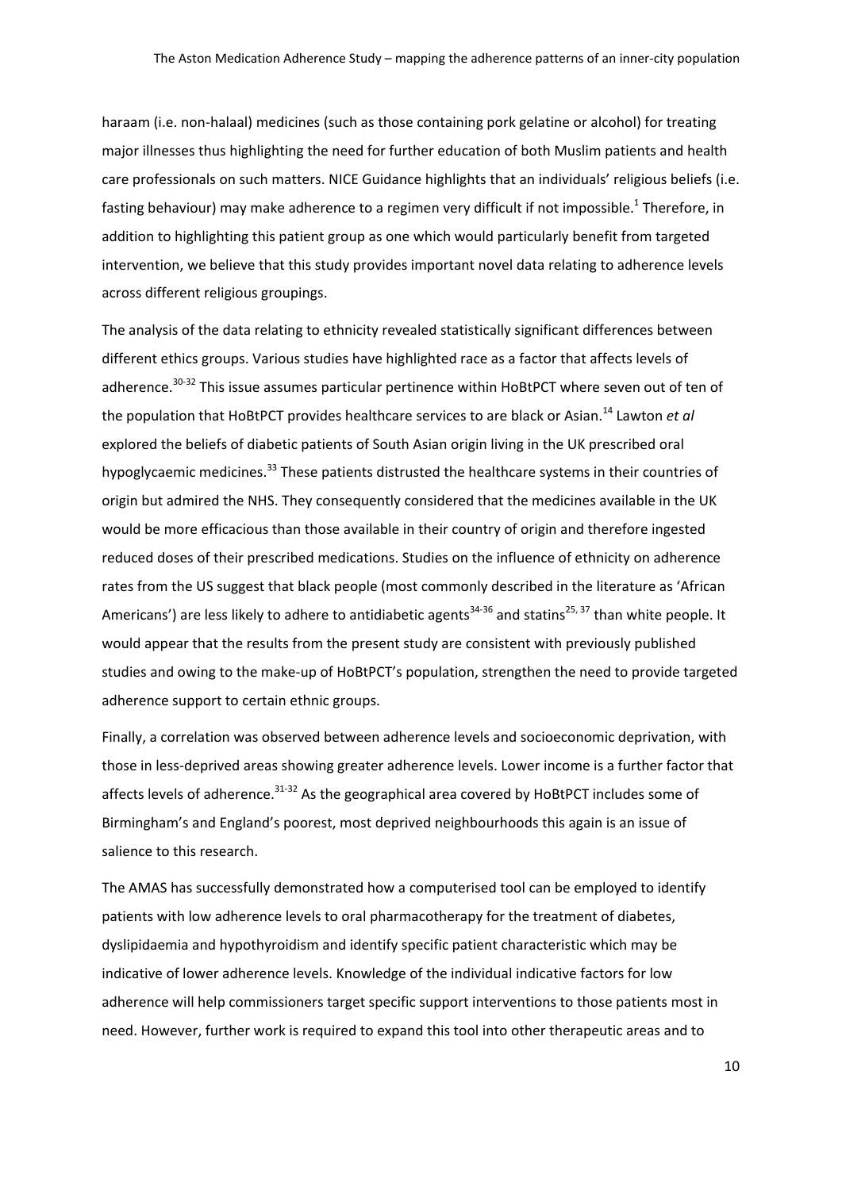haraam (i.e. non-halaal) medicines (such as those containing pork gelatine or alcohol) for treating major illnesses thus highlighting the need for further education of both Muslim patients and health care professionals on such matters. NICE Guidance highlights that an individuals' religious beliefs (i.e. fasting behaviour) may make adherence to a regimen very difficult if not impossible.[1] Therefore, in addition to highlighting this patient group as one which would particularly benefit from targeted intervention, we believe that this study provides important novel data relating to adherence levels across different religious groupings.

The analysis of the data relating to ethnicity revealed statistically significant differences between different ethics groups. Various studies have highlighted race as a factor that affects levels of adherence.[30-32] This issue assumes particular pertinence within HoBtPCT where seven out of ten of the population that HoBtPCT provides healthcare services to are black or Asian.[14] Lawton *et al* explored the beliefs of diabetic patients of South Asian origin living in the UK prescribed oral hypoglycaemic medicines.[33] These patients distrusted the healthcare systems in their countries of origin but admired the NHS. They consequently considered that the medicines available in the UK would be more efficacious than those available in their country of origin and therefore ingested reduced doses of their prescribed medications. Studies on the influence of ethnicity on adherence rates from the US suggest that black people (most commonly described in the literature as 'African Americans') are less likely to adhere to antidiabetic agents[34-36] and statins[25, 37] than white people. It would appear that the results from the present study are consistent with previously published studies and owing to the make-up of HoBtPCT's population, strengthen the need to provide targeted adherence support to certain ethnic groups.

Finally, a correlation was observed between adherence levels and socioeconomic deprivation, with those in less-deprived areas showing greater adherence levels. Lower income is a further factor that affects levels of adherence.[31-32] As the geographical area covered by HoBtPCT includes some of Birmingham's and England's poorest, most deprived neighbourhoods this again is an issue of salience to this research.

The AMAS has successfully demonstrated how a computerised tool can be employed to identify patients with low adherence levels to oral pharmacotherapy for the treatment of diabetes, dyslipidaemia and hypothyroidism and identify specific patient characteristic which may be indicative of lower adherence levels. Knowledge of the individual indicative factors for low adherence will help commissioners target specific support interventions to those patients most in need. However, further work is required to expand this tool into other therapeutic areas and to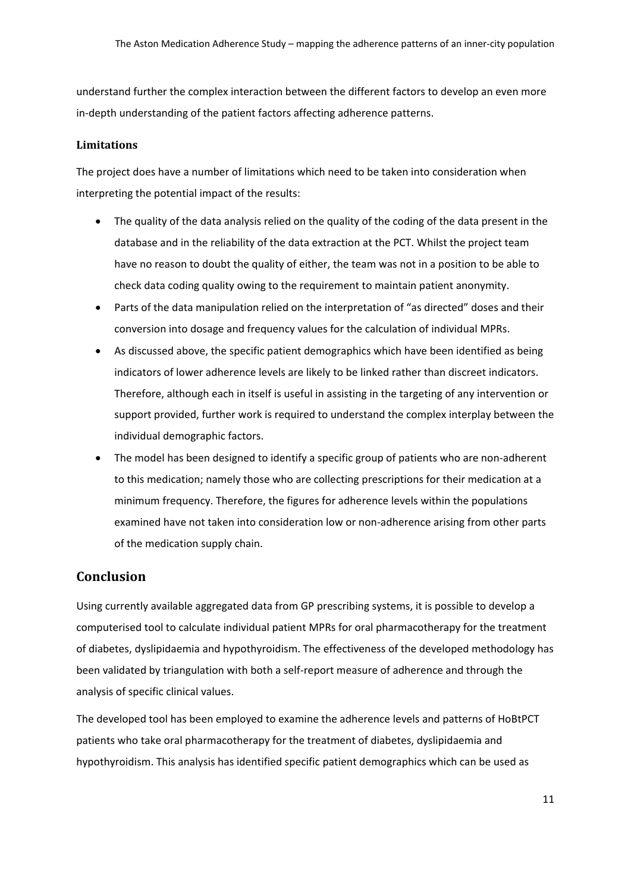understand further the complex interaction between the different factors to develop an even more in-depth understanding of the patient factors affecting adherence patterns.

### Limitations

The project does have a number of limitations which need to be taken into consideration when interpreting the potential impact of the results:

- The quality of the data analysis relied on the quality of the coding of the data present in the database and in the reliability of the data extraction at the PCT. Whilst the project team have no reason to doubt the quality of either, the team was not in a position to be able to check data coding quality owing to the requirement to maintain patient anonymity.
- Parts of the data manipulation relied on the interpretation of "as directed" doses and their conversion into dosage and frequency values for the calculation of individual MPRs.
- As discussed above, the specific patient demographics which have been identified as being indicators of lower adherence levels are likely to be linked rather than discreet indicators. Therefore, although each in itself is useful in assisting in the targeting of any intervention or support provided, further work is required to understand the complex interplay between the individual demographic factors.
- The model has been designed to identify a specific group of patients who are non-adherent to this medication; namely those who are collecting prescriptions for their medication at a minimum frequency. Therefore, the figures for adherence levels within the populations examined have not taken into consideration low or non-adherence arising from other parts of the medication supply chain.

## Conclusion

Using currently available aggregated data from GP prescribing systems, it is possible to develop a computerised tool to calculate individual patient MPRs for oral pharmacotherapy for the treatment of diabetes, dyslipidaemia and hypothyroidism. The effectiveness of the developed methodology has been validated by triangulation with both a self-report measure of adherence and through the analysis of specific clinical values.

The developed tool has been employed to examine the adherence levels and patterns of HoBtPCT patients who take oral pharmacotherapy for the treatment of diabetes, dyslipidaemia and hypothyroidism. This analysis has identified specific patient demographics which can be used as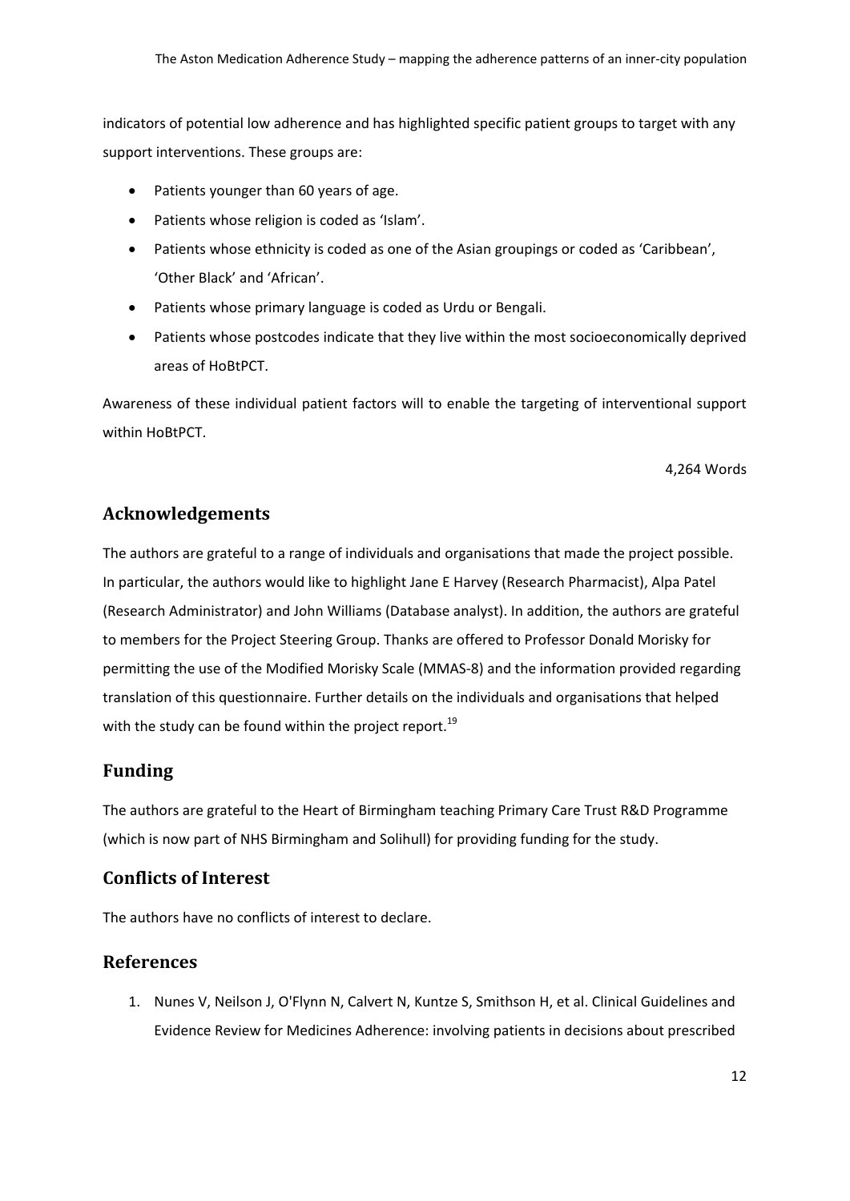indicators of potential low adherence and has highlighted specific patient groups to target with any support interventions. These groups are:

- Patients younger than 60 years of age.
- Patients whose religion is coded as 'Islam'.
- Patients whose ethnicity is coded as one of the Asian groupings or coded as 'Caribbean', 'Other Black' and 'African'.
- Patients whose primary language is coded as Urdu or Bengali.
- Patients whose postcodes indicate that they live within the most socioeconomically deprived areas of HoBtPCT.

Awareness of these individual patient factors will to enable the targeting of interventional support within HoBtPCT.

4,264 Words

## Acknowledgements

The authors are grateful to a range of individuals and organisations that made the project possible. In particular, the authors would like to highlight Jane E Harvey (Research Pharmacist), Alpa Patel (Research Administrator) and John Williams (Database analyst). In addition, the authors are grateful to members for the Project Steering Group. Thanks are offered to Professor Donald Morisky for permitting the use of the Modified Morisky Scale (MMAS-8) and the information provided regarding translation of this questionnaire. Further details on the individuals and organisations that helped with the study can be found within the project report.[19]

## Funding

The authors are grateful to the Heart of Birmingham teaching Primary Care Trust R&D Programme (which is now part of NHS Birmingham and Solihull) for providing funding for the study.

## Conflicts of Interest

The authors have no conflicts of interest to declare.

## References

1. Nunes V, Neilson J, O'Flynn N, Calvert N, Kuntze S, Smithson H, et al. Clinical Guidelines and Evidence Review for Medicines Adherence: involving patients in decisions about prescribed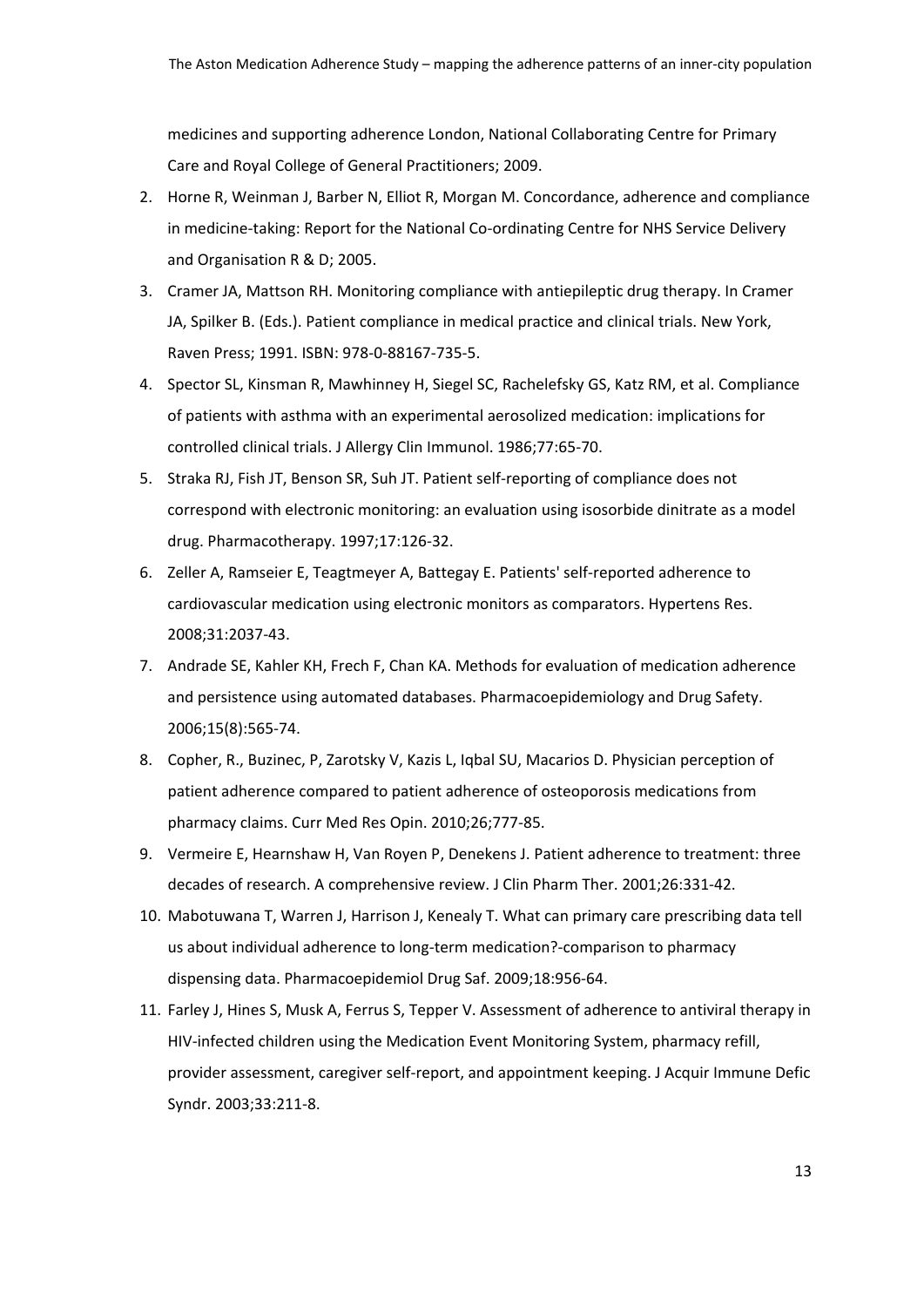medicines and supporting adherence London, National Collaborating Centre for Primary Care and Royal College of General Practitioners; 2009.

2. Horne R, Weinman J, Barber N, Elliot R, Morgan M. Concordance, adherence and compliance in medicine-taking: Report for the National Co-ordinating Centre for NHS Service Delivery and Organisation R & D; 2005.
3. Cramer JA, Mattson RH. Monitoring compliance with antiepileptic drug therapy. In Cramer JA, Spilker B. (Eds.). Patient compliance in medical practice and clinical trials. New York, Raven Press; 1991. ISBN: 978-0-88167-735-5.
4. Spector SL, Kinsman R, Mawhinney H, Siegel SC, Rachelefsky GS, Katz RM, et al. Compliance of patients with asthma with an experimental aerosolized medication: implications for controlled clinical trials. J Allergy Clin Immunol. 1986;77:65-70.
5. Straka RJ, Fish JT, Benson SR, Suh JT. Patient self-reporting of compliance does not correspond with electronic monitoring: an evaluation using isosorbide dinitrate as a model drug. Pharmacotherapy. 1997;17:126-32.
6. Zeller A, Ramseier E, Teagtmeyer A, Battegay E. Patients' self-reported adherence to cardiovascular medication using electronic monitors as comparators. Hypertens Res. 2008;31:2037-43.
7. Andrade SE, Kahler KH, Frech F, Chan KA. Methods for evaluation of medication adherence and persistence using automated databases. Pharmacoepidemiology and Drug Safety. 2006;15(8):565-74.
8. Copher, R., Buzinec, P, Zarotsky V, Kazis L, Iqbal SU, Macarios D. Physician perception of patient adherence compared to patient adherence of osteoporosis medications from pharmacy claims. Curr Med Res Opin. 2010;26;777-85.
9. Vermeire E, Hearnshaw H, Van Royen P, Denekens J. Patient adherence to treatment: three decades of research. A comprehensive review. J Clin Pharm Ther. 2001;26:331-42.
10. Mabotuwana T, Warren J, Harrison J, Kenealy T. What can primary care prescribing data tell us about individual adherence to long-term medication?-comparison to pharmacy dispensing data. Pharmacoepidemiol Drug Saf. 2009;18:956-64.
11. Farley J, Hines S, Musk A, Ferrus S, Tepper V. Assessment of adherence to antiviral therapy in HIV-infected children using the Medication Event Monitoring System, pharmacy refill, provider assessment, caregiver self-report, and appointment keeping. J Acquir Immune Defic Syndr. 2003;33:211-8.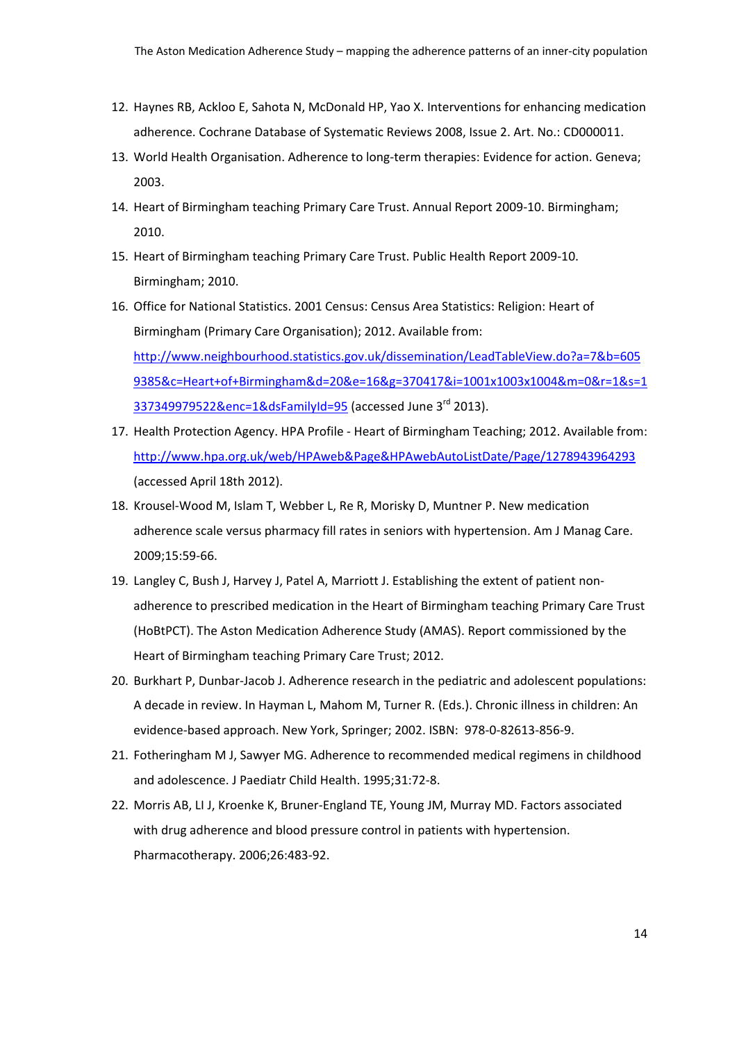12. Haynes RB, Ackloo E, Sahota N, McDonald HP, Yao X. Interventions for enhancing medication adherence. Cochrane Database of Systematic Reviews 2008, Issue 2. Art. No.: CD000011.
13. World Health Organisation. Adherence to long-term therapies: Evidence for action. Geneva; 2003.
14. Heart of Birmingham teaching Primary Care Trust. Annual Report 2009-10. Birmingham; 2010.
15. Heart of Birmingham teaching Primary Care Trust. Public Health Report 2009-10. Birmingham; 2010.
16. Office for National Statistics. 2001 Census: Census Area Statistics: Religion: Heart of Birmingham (Primary Care Organisation); 2012. Available from: http://www.neighbourhood.statistics.gov.uk/dissemination/LeadTableView.do?a=7&b=6059385&c=Heart+of+Birmingham&d=20&e=16&g=370417&i=1001x1003x1004&m=0&r=1&s=1337349979522&enc=1&dsFamilyId=95 (accessed June 3rd 2013).
17. Health Protection Agency. HPA Profile - Heart of Birmingham Teaching; 2012. Available from: http://www.hpa.org.uk/web/HPAweb&Page&HPAwebAutoListDate/Page/1278943964293 (accessed April 18th 2012).
18. Krousel-Wood M, Islam T, Webber L, Re R, Morisky D, Muntner P. New medication adherence scale versus pharmacy fill rates in seniors with hypertension. Am J Manag Care. 2009;15:59-66.
19. Langley C, Bush J, Harvey J, Patel A, Marriott J. Establishing the extent of patient non-adherence to prescribed medication in the Heart of Birmingham teaching Primary Care Trust (HoBtPCT). The Aston Medication Adherence Study (AMAS). Report commissioned by the Heart of Birmingham teaching Primary Care Trust; 2012.
20. Burkhart P, Dunbar-Jacob J. Adherence research in the pediatric and adolescent populations: A decade in review. In Hayman L, Mahom M, Turner R. (Eds.). Chronic illness in children: An evidence-based approach. New York, Springer; 2002. ISBN: 978-0-82613-856-9.
21. Fotheringham M J, Sawyer MG. Adherence to recommended medical regimens in childhood and adolescence. J Paediatr Child Health. 1995;31:72-8.
22. Morris AB, LI J, Kroenke K, Bruner-England TE, Young JM, Murray MD. Factors associated with drug adherence and blood pressure control in patients with hypertension. Pharmacotherapy. 2006;26:483-92.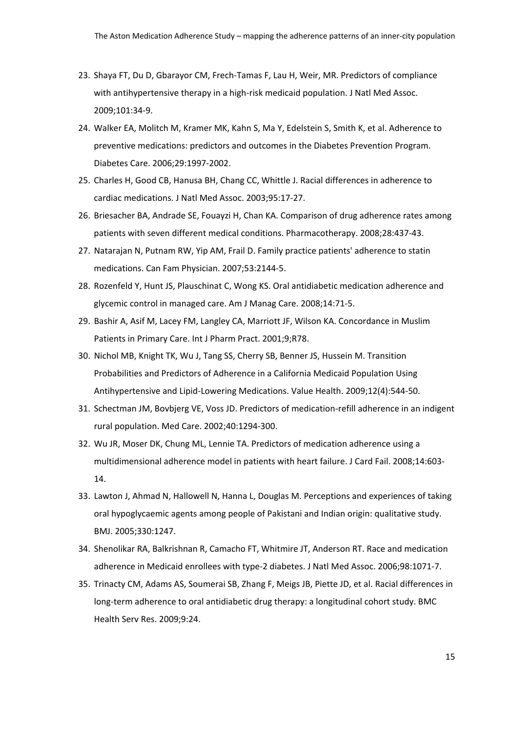23. Shaya FT, Du D, Gbarayor CM, Frech-Tamas F, Lau H, Weir, MR. Predictors of compliance with antihypertensive therapy in a high-risk medicaid population. J Natl Med Assoc. 2009;101:34-9.
24. Walker EA, Molitch M, Kramer MK, Kahn S, Ma Y, Edelstein S, Smith K, et al. Adherence to preventive medications: predictors and outcomes in the Diabetes Prevention Program. Diabetes Care. 2006;29:1997-2002.
25. Charles H, Good CB, Hanusa BH, Chang CC, Whittle J. Racial differences in adherence to cardiac medications. J Natl Med Assoc. 2003;95:17-27.
26. Briesacher BA, Andrade SE, Fouayzi H, Chan KA. Comparison of drug adherence rates among patients with seven different medical conditions. Pharmacotherapy. 2008;28:437-43.
27. Natarajan N, Putnam RW, Yip AM, Frail D. Family practice patients' adherence to statin medications. Can Fam Physician. 2007;53:2144-5.
28. Rozenfeld Y, Hunt JS, Plauschinat C, Wong KS. Oral antidiabetic medication adherence and glycemic control in managed care. Am J Manag Care. 2008;14:71-5.
29. Bashir A, Asif M, Lacey FM, Langley CA, Marriott JF, Wilson KA. Concordance in Muslim Patients in Primary Care. Int J Pharm Pract. 2001;9;R78.
30. Nichol MB, Knight TK, Wu J, Tang SS, Cherry SB, Benner JS, Hussein M. Transition Probabilities and Predictors of Adherence in a California Medicaid Population Using Antihypertensive and Lipid-Lowering Medications. Value Health. 2009;12(4):544-50.
31. Schectman JM, Bovbjerg VE, Voss JD. Predictors of medication-refill adherence in an indigent rural population. Med Care. 2002;40:1294-300.
32. Wu JR, Moser DK, Chung ML, Lennie TA. Predictors of medication adherence using a multidimensional adherence model in patients with heart failure. J Card Fail. 2008;14:603-14.
33. Lawton J, Ahmad N, Hallowell N, Hanna L, Douglas M. Perceptions and experiences of taking oral hypoglycaemic agents among people of Pakistani and Indian origin: qualitative study. BMJ. 2005;330:1247.
34. Shenolikar RA, Balkrishnan R, Camacho FT, Whitmire JT, Anderson RT. Race and medication adherence in Medicaid enrollees with type-2 diabetes. J Natl Med Assoc. 2006;98:1071-7.
35. Trinacty CM, Adams AS, Soumerai SB, Zhang F, Meigs JB, Piette JD, et al. Racial differences in long-term adherence to oral antidiabetic drug therapy: a longitudinal cohort study. BMC Health Serv Res. 2009;9:24.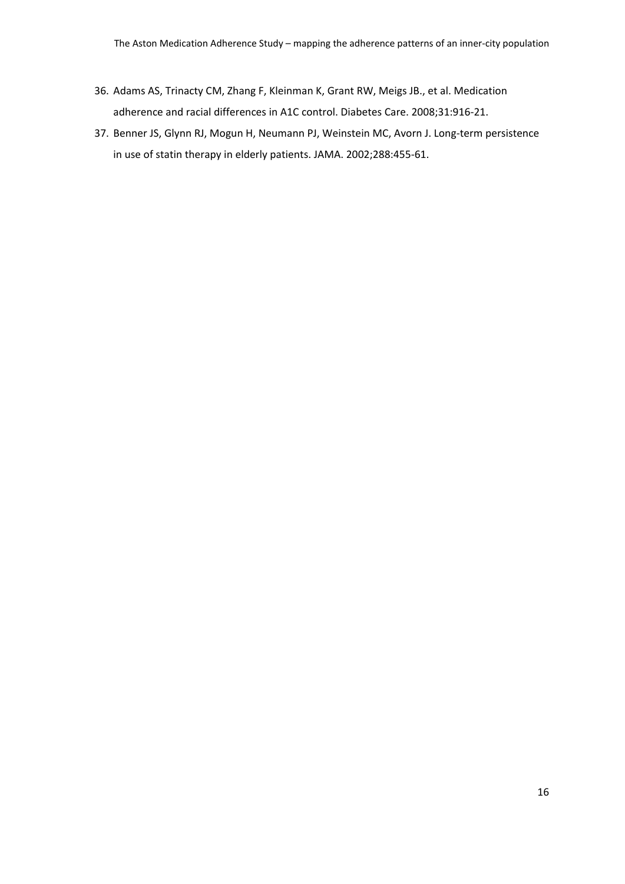36. Adams AS, Trinacty CM, Zhang F, Kleinman K, Grant RW, Meigs JB., et al. Medication adherence and racial differences in A1C control. Diabetes Care. 2008;31:916-21.
37. Benner JS, Glynn RJ, Mogun H, Neumann PJ, Weinstein MC, Avorn J. Long-term persistence in use of statin therapy in elderly patients. JAMA. 2002;288:455-61.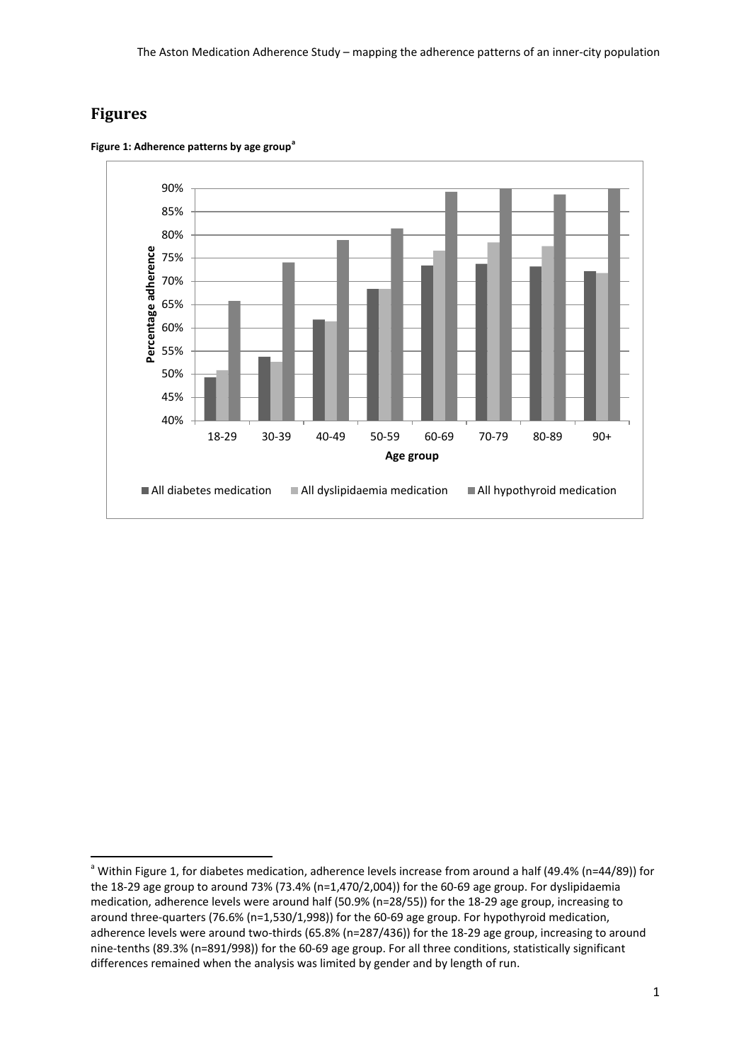## Figures

**Figure 1: Adherence patterns by age group**[a]

[a] Within Figure 1, for diabetes medication, adherence levels increase from around a half (49.4% (n=44/89)) for the 18-29 age group to around 73% (73.4% (n=1,470/2,004)) for the 60-69 age group. For dyslipidaemia medication, adherence levels were around half (50.9% (n=28/55)) for the 18-29 age group, increasing to around three-quarters (76.6% (n=1,530/1,998)) for the 60-69 age group. For hypothyroid medication, adherence levels were around two-thirds (65.8% (n=287/436)) for the 18-29 age group, increasing to around nine-tenths (89.3% (n=891/998)) for the 60-69 age group. For all three conditions, statistically significant differences remained when the analysis was limited by gender and by length of run.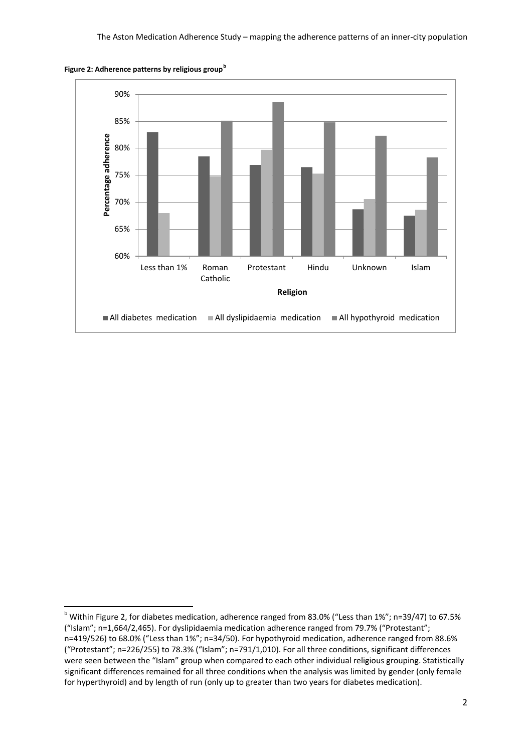**Figure 2: Adherence patterns by religious group[b]**

[b] Within Figure 2, for diabetes medication, adherence ranged from 83.0% ("Less than 1%"; n=39/47) to 67.5% ("Islam"; n=1,664/2,465). For dyslipidaemia medication adherence ranged from 79.7% ("Protestant"; n=419/526) to 68.0% ("Less than 1%"; n=34/50). For hypothyroid medication, adherence ranged from 88.6% ("Protestant"; n=226/255) to 78.3% ("Islam"; n=791/1,010). For all three conditions, significant differences were seen between the "Islam" group when compared to each other individual religious grouping. Statistically significant differences remained for all three conditions when the analysis was limited by gender (only female for hyperthyroid) and by length of run (only up to greater than two years for diabetes medication).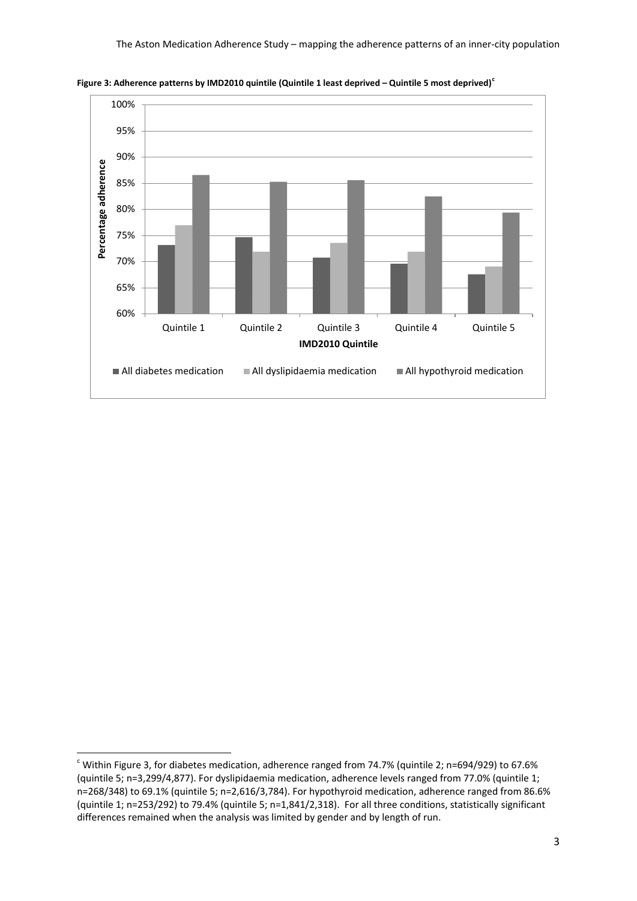**Figure 3: Adherence patterns by IMD2010 quintile (Quintile 1 least deprived – Quintile 5 most deprived)[c]**

---

[c] Within Figure 3, for diabetes medication, adherence ranged from 74.7% (quintile 2; n=694/929) to 67.6% (quintile 5; n=3,299/4,877). For dyslipidaemia medication, adherence levels ranged from 77.0% (quintile 1; n=268/348) to 69.1% (quintile 5; n=2,616/3,784). For hypothyroid medication, adherence ranged from 86.6% (quintile 1; n=253/292) to 79.4% (quintile 5; n=1,841/2,318). For all three conditions, statistically significant differences remained when the analysis was limited by gender and by length of run.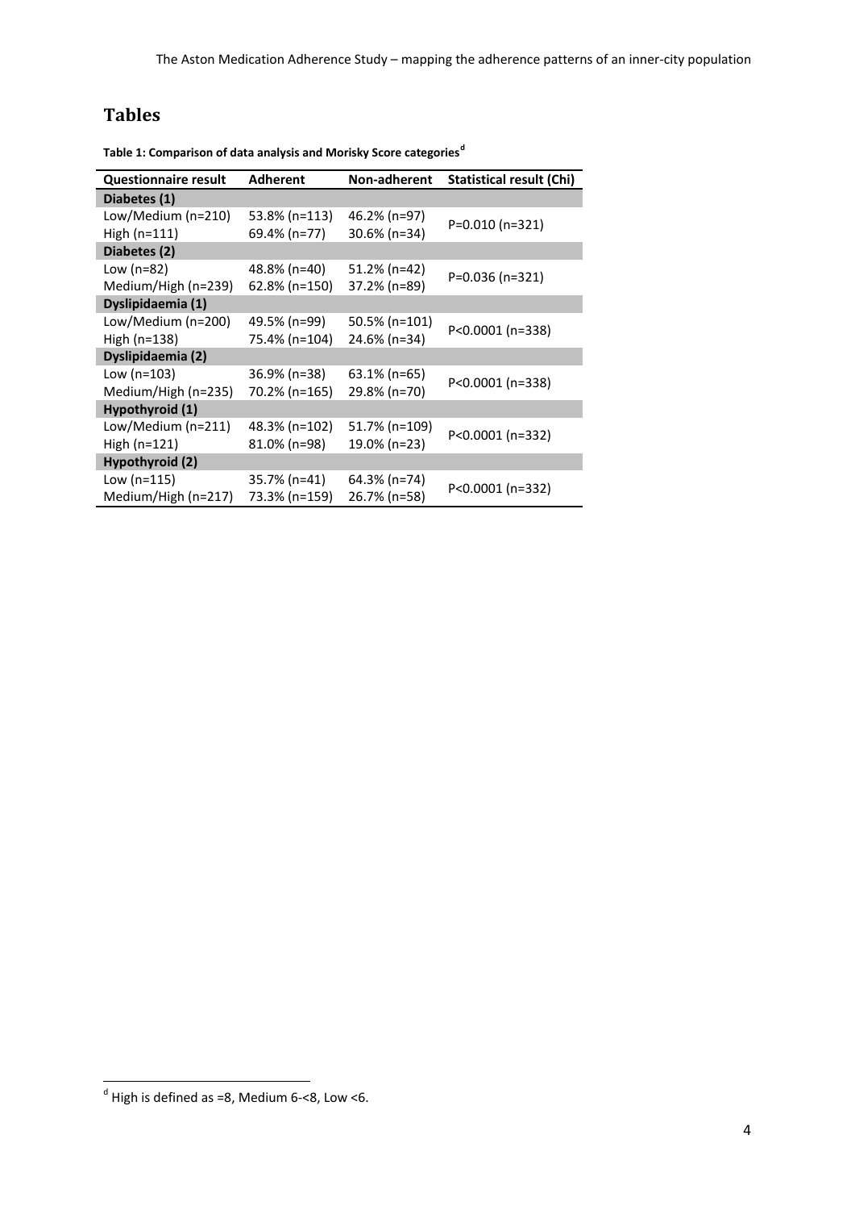## Tables

**Table 1: Comparison of data analysis and Morisky Score categories[d]**

| Questionnaire result | Adherent | Non-adherent | Statistical result (Chi) |
|---|---|---|---|
| **Diabetes (1)** | | | |
| Low/Medium (n=210) | 53.8% (n=113) | 46.2% (n=97) | P=0.010 (n=321) |
| High (n=111) | 69.4% (n=77) | 30.6% (n=34) | |
| **Diabetes (2)** | | | |
| Low (n=82) | 48.8% (n=40) | 51.2% (n=42) | P=0.036 (n=321) |
| Medium/High (n=239) | 62.8% (n=150) | 37.2% (n=89) | |
| **Dyslipidaemia (1)** | | | |
| Low/Medium (n=200) | 49.5% (n=99) | 50.5% (n=101) | P<0.0001 (n=338) |
| High (n=138) | 75.4% (n=104) | 24.6% (n=34) | |
| **Dyslipidaemia (2)** | | | |
| Low (n=103) | 36.9% (n=38) | 63.1% (n=65) | P<0.0001 (n=338) |
| Medium/High (n=235) | 70.2% (n=165) | 29.8% (n=70) | |
| **Hypothyroid (1)** | | | |
| Low/Medium (n=211) | 48.3% (n=102) | 51.7% (n=109) | P<0.0001 (n=332) |
| High (n=121) | 81.0% (n=98) | 19.0% (n=23) | |
| **Hypothyroid (2)** | | | |
| Low (n=115) | 35.7% (n=41) | 64.3% (n=74) | P<0.0001 (n=332) |
| Medium/High (n=217) | 73.3% (n=159) | 26.7% (n=58) | |

[d] High is defined as =8, Medium 6-<8, Low <6.